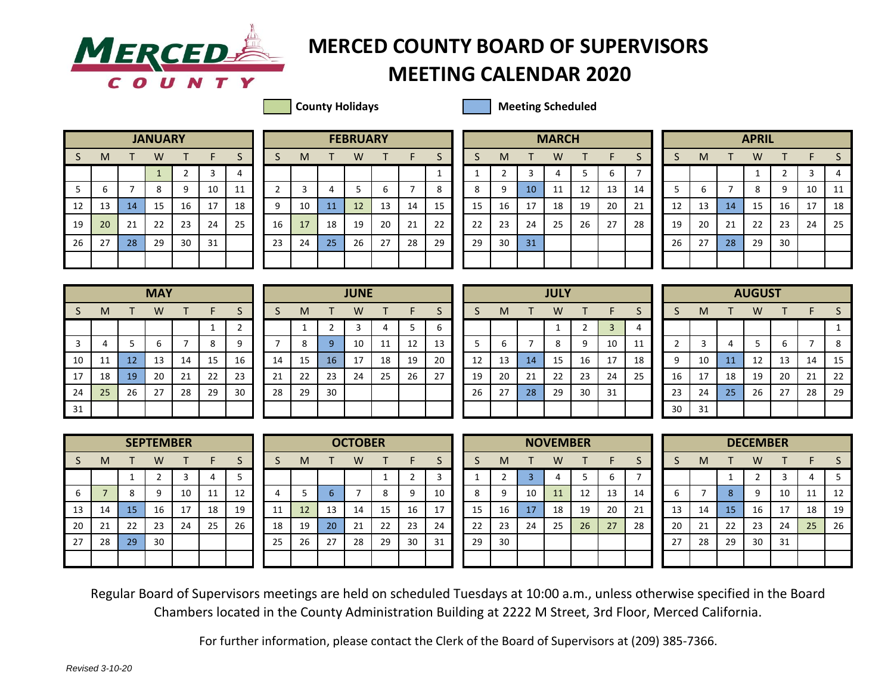# MERCED COUNTY BOARD OF SUPERVISORS MEETING CALENDAR 2020

**County Holidays** | **Meeting Scheduled**

### JANUARY

| S | M | T | W | T | F | S |
|---|---|---|---|---|---|---|
| | | | 1 | 2 | 3 | 4 |
| 5 | 6 | 7 | 8 | 9 | 10 | 11 |
| 12 | 13 | 14 | 15 | 16 | 17 | 18 |
| 19 | 20 | 21 | 22 | 23 | 24 | 25 |
| 26 | 27 | 28 | 29 | 30 | 31 | |

County Holidays: 1, 20. Meetings Scheduled: 14, 28.

### FEBRUARY

| S | M | T | W | T | F | S |
|---|---|---|---|---|---|---|
| | | | | | | 1 |
| 2 | 3 | 4 | 5 | 6 | 7 | 8 |
| 9 | 10 | 11 | 12 | 13 | 14 | 15 |
| 16 | 17 | 18 | 19 | 20 | 21 | 22 |
| 23 | 24 | 25 | 26 | 27 | 28 | 29 |

County Holidays: 12, 17. Meetings Scheduled: 11, 25.

### MARCH

| S | M | T | W | T | F | S |
|---|---|---|---|---|---|---|
| 1 | 2 | 3 | 4 | 5 | 6 | 7 |
| 8 | 9 | 10 | 11 | 12 | 13 | 14 |
| 15 | 16 | 17 | 18 | 19 | 20 | 21 |
| 22 | 23 | 24 | 25 | 26 | 27 | 28 |
| 29 | 30 | 31 | | | | |

Meetings Scheduled: 10, 31.

### APRIL

| S | M | T | W | T | F | S |
|---|---|---|---|---|---|---|
| | | | 1 | 2 | 3 | 4 |
| 5 | 6 | 7 | 8 | 9 | 10 | 11 |
| 12 | 13 | 14 | 15 | 16 | 17 | 18 |
| 19 | 20 | 21 | 22 | 23 | 24 | 25 |
| 26 | 27 | 28 | 29 | 30 | | |

Meetings Scheduled: 14, 28.

### MAY

| S | M | T | W | T | F | S |
|---|---|---|---|---|---|---|
| | | | | | 1 | 2 |
| 3 | 4 | 5 | 6 | 7 | 8 | 9 |
| 10 | 11 | 12 | 13 | 14 | 15 | 16 |
| 17 | 18 | 19 | 20 | 21 | 22 | 23 |
| 24 | 25 | 26 | 27 | 28 | 29 | 30 |
| 31 | | | | | | |

County Holidays: 25. Meetings Scheduled: 12, 19.

### JUNE

| S | M | T | W | T | F | S |
|---|---|---|---|---|---|---|
| | 1 | 2 | 3 | 4 | 5 | 6 |
| 7 | 8 | 9 | 10 | 11 | 12 | 13 |
| 14 | 15 | 16 | 17 | 18 | 19 | 20 |
| 21 | 22 | 23 | 24 | 25 | 26 | 27 |
| 28 | 29 | 30 | | | | |

Meetings Scheduled: 9, 16.

### JULY

| S | M | T | W | T | F | S |
|---|---|---|---|---|---|---|
| | | | 1 | 2 | 3 | 4 |
| 5 | 6 | 7 | 8 | 9 | 10 | 11 |
| 12 | 13 | 14 | 15 | 16 | 17 | 18 |
| 19 | 20 | 21 | 22 | 23 | 24 | 25 |
| 26 | 27 | 28 | 29 | 30 | 31 | |

County Holidays: 3. Meetings Scheduled: 14, 28.

### AUGUST

| S | M | T | W | T | F | S |
|---|---|---|---|---|---|---|
| | | | | | | 1 |
| 2 | 3 | 4 | 5 | 6 | 7 | 8 |
| 9 | 10 | 11 | 12 | 13 | 14 | 15 |
| 16 | 17 | 18 | 19 | 20 | 21 | 22 |
| 23 | 24 | 25 | 26 | 27 | 28 | 29 |
| 30 | 31 | | | | | |

Meetings Scheduled: 11, 25.

### SEPTEMBER

| S | M | T | W | T | F | S |
|---|---|---|---|---|---|---|
| | | 1 | 2 | 3 | 4 | 5 |
| 6 | 7 | 8 | 9 | 10 | 11 | 12 |
| 13 | 14 | 15 | 16 | 17 | 18 | 19 |
| 20 | 21 | 22 | 23 | 24 | 25 | 26 |
| 27 | 28 | 29 | 30 | | | |

County Holidays: 7. Meetings Scheduled: 15, 29.

### OCTOBER

| S | M | T | W | T | F | S |
|---|---|---|---|---|---|---|
| | | | | 1 | 2 | 3 |
| 4 | 5 | 6 | 7 | 8 | 9 | 10 |
| 11 | 12 | 13 | 14 | 15 | 16 | 17 |
| 18 | 19 | 20 | 21 | 22 | 23 | 24 |
| 25 | 26 | 27 | 28 | 29 | 30 | 31 |

County Holidays: 12. Meetings Scheduled: 6, 20.

### NOVEMBER

| S | M | T | W | T | F | S |
|---|---|---|---|---|---|---|
| 1 | 2 | 3 | 4 | 5 | 6 | 7 |
| 8 | 9 | 10 | 11 | 12 | 13 | 14 |
| 15 | 16 | 17 | 18 | 19 | 20 | 21 |
| 22 | 23 | 24 | 25 | 26 | 27 | 28 |
| 29 | 30 | | | | | |

County Holidays: 11, 26, 27. Meetings Scheduled: 3, 17.

### DECEMBER

| S | M | T | W | T | F | S |
|---|---|---|---|---|---|---|
| | | 1 | 2 | 3 | 4 | 5 |
| 6 | 7 | 8 | 9 | 10 | 11 | 12 |
| 13 | 14 | 15 | 16 | 17 | 18 | 19 |
| 20 | 21 | 22 | 23 | 24 | 25 | 26 |
| 27 | 28 | 29 | 30 | 31 | | |

County Holidays: 25. Meetings Scheduled: 8, 15.

Regular Board of Supervisors meetings are held on scheduled Tuesdays at 10:00 a.m., unless otherwise specified in the Board Chambers located in the County Administration Building at 2222 M Street, 3rd Floor, Merced California.

For further information, please contact the Clerk of the Board of Supervisors at (209) 385-7366.

*Revised 3-10-20*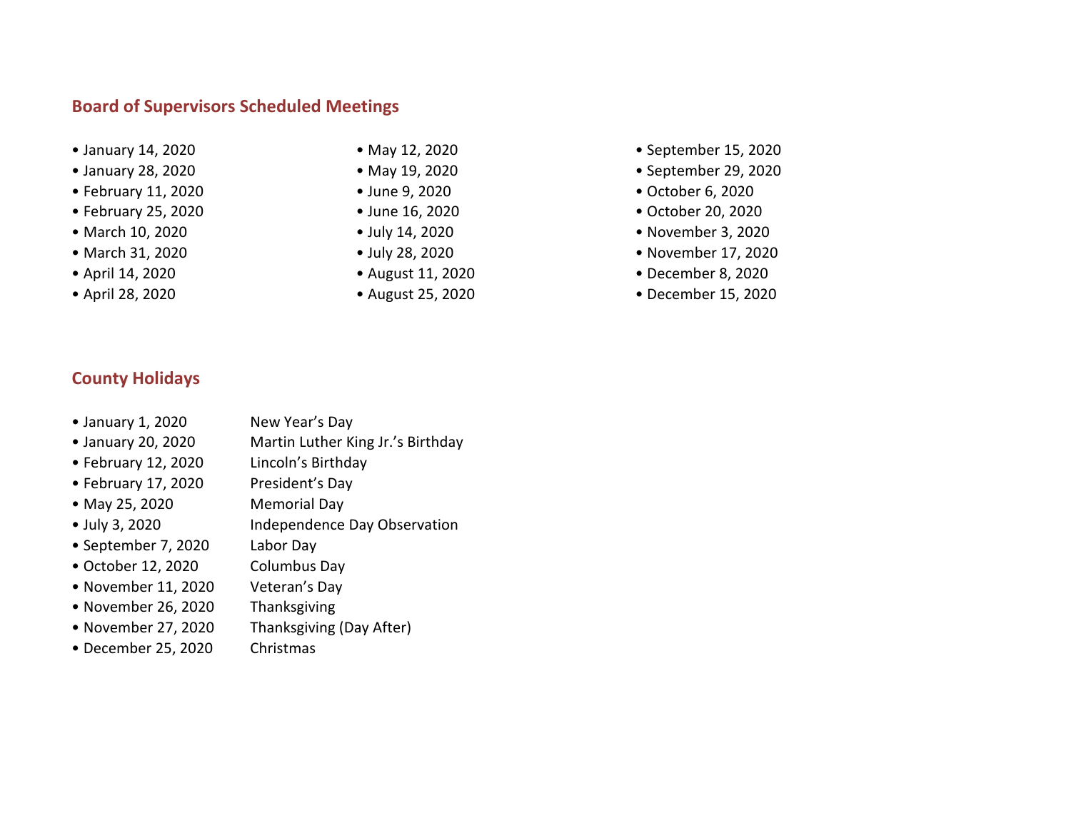## Board of Supervisors Scheduled Meetings

- January 14, 2020
- January 28, 2020
- February 11, 2020
- February 25, 2020
- March 10, 2020
- March 31, 2020
- April 14, 2020
- April 28, 2020
- May 12, 2020
- May 19, 2020
- June 9, 2020
- June 16, 2020
- July 14, 2020
- July 28, 2020
- August 11, 2020
- August 25, 2020
- September 15, 2020
- September 29, 2020
- October 6, 2020
- October 20, 2020
- November 3, 2020
- November 17, 2020
- December 8, 2020
- December 15, 2020

## County Holidays

| | |
|---|---|
| • January 1, 2020 | New Year's Day |
| • January 20, 2020 | Martin Luther King Jr.'s Birthday |
| • February 12, 2020 | Lincoln's Birthday |
| • February 17, 2020 | President's Day |
| • May 25, 2020 | Memorial Day |
| • July 3, 2020 | Independence Day Observation |
| • September 7, 2020 | Labor Day |
| • October 12, 2020 | Columbus Day |
| • November 11, 2020 | Veteran's Day |
| • November 26, 2020 | Thanksgiving |
| • November 27, 2020 | Thanksgiving (Day After) |
| • December 25, 2020 | Christmas |